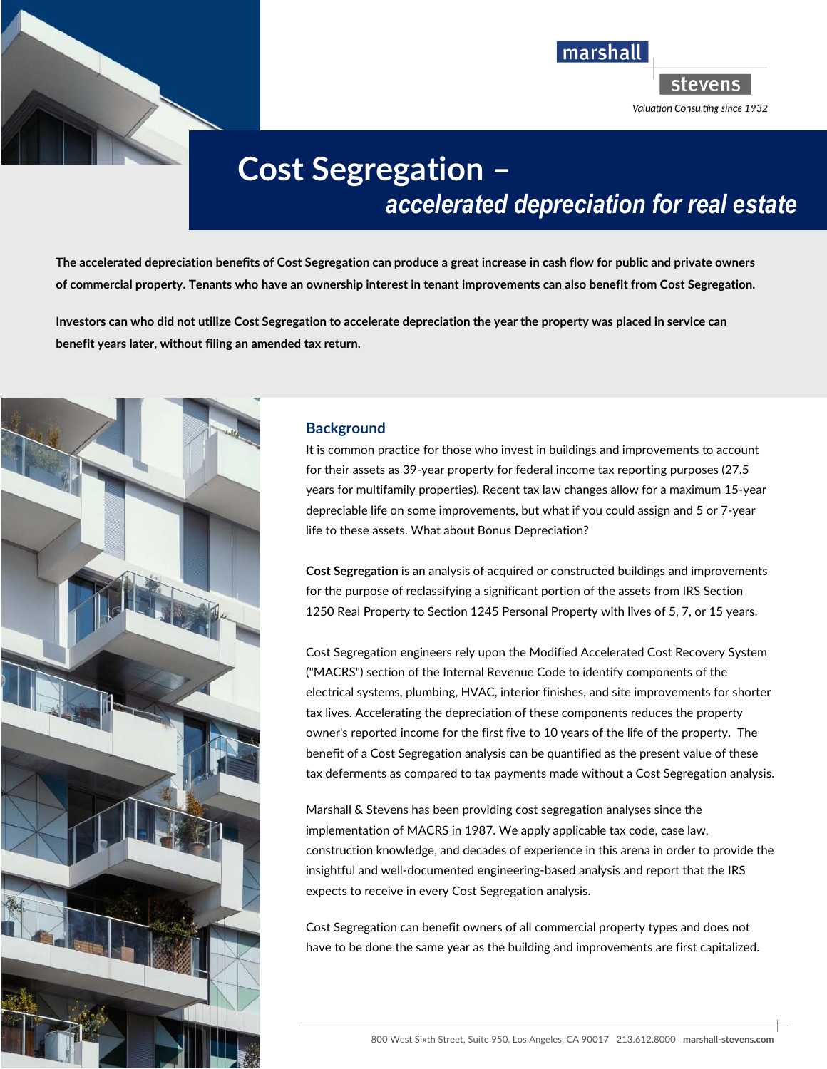marshall stevens

*Valuation Consulting since 1932*

# Cost Segregation – *accelerated depreciation for real estate*

**The accelerated depreciation benefits of Cost Segregation can produce a great increase in cash flow for public and private owners of commercial property. Tenants who have an ownership interest in tenant improvements can also benefit from Cost Segregation.**

**Investors can who did not utilize Cost Segregation to accelerate depreciation the year the property was placed in service can benefit years later, without filing an amended tax return.**

## Background

It is common practice for those who invest in buildings and improvements to account for their assets as 39-year property for federal income tax reporting purposes (27.5 years for multifamily properties). Recent tax law changes allow for a maximum 15-year depreciable life on some improvements, but what if you could assign and 5 or 7-year life to these assets. What about Bonus Depreciation?

**Cost Segregation** is an analysis of acquired or constructed buildings and improvements for the purpose of reclassifying a significant portion of the assets from IRS Section 1250 Real Property to Section 1245 Personal Property with lives of 5, 7, or 15 years.

Cost Segregation engineers rely upon the Modified Accelerated Cost Recovery System ("MACRS") section of the Internal Revenue Code to identify components of the electrical systems, plumbing, HVAC, interior finishes, and site improvements for shorter tax lives. Accelerating the depreciation of these components reduces the property owner's reported income for the first five to 10 years of the life of the property. The benefit of a Cost Segregation analysis can be quantified as the present value of these tax deferments as compared to tax payments made without a Cost Segregation analysis.

Marshall & Stevens has been providing cost segregation analyses since the implementation of MACRS in 1987. We apply applicable tax code, case law, construction knowledge, and decades of experience in this arena in order to provide the insightful and well-documented engineering-based analysis and report that the IRS expects to receive in every Cost Segregation analysis.

Cost Segregation can benefit owners of all commercial property types and does not have to be done the same year as the building and improvements are first capitalized.

800 West Sixth Street, Suite 950, Los Angeles, CA 90017 213.612.8000 **marshall-stevens.com**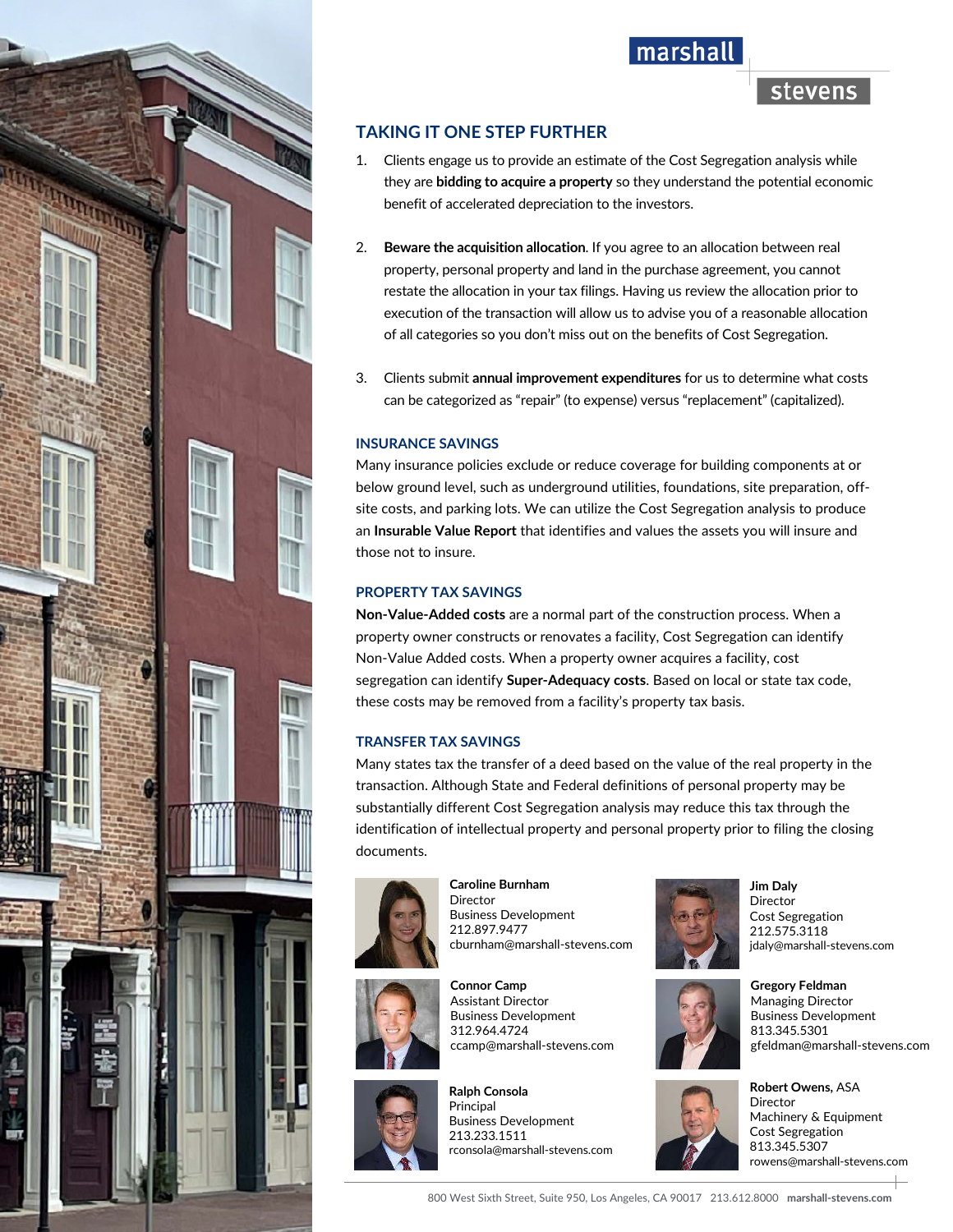marshall stevens

## TAKING IT ONE STEP FURTHER

1. Clients engage us to provide an estimate of the Cost Segregation analysis while they are **bidding to acquire a property** so they understand the potential economic benefit of accelerated depreciation to the investors.

2. **Beware the acquisition allocation**. If you agree to an allocation between real property, personal property and land in the purchase agreement, you cannot restate the allocation in your tax filings. Having us review the allocation prior to execution of the transaction will allow us to advise you of a reasonable allocation of all categories so you don't miss out on the benefits of Cost Segregation.

3. Clients submit **annual improvement expenditures** for us to determine what costs can be categorized as "repair" (to expense) versus "replacement" (capitalized).

### INSURANCE SAVINGS

Many insurance policies exclude or reduce coverage for building components at or below ground level, such as underground utilities, foundations, site preparation, off-site costs, and parking lots. We can utilize the Cost Segregation analysis to produce an **Insurable Value Report** that identifies and values the assets you will insure and those not to insure.

### PROPERTY TAX SAVINGS

**Non-Value-Added costs** are a normal part of the construction process. When a property owner constructs or renovates a facility, Cost Segregation can identify Non-Value Added costs. When a property owner acquires a facility, cost segregation can identify **Super-Adequacy costs**. Based on local or state tax code, these costs may be removed from a facility's property tax basis.

### TRANSFER TAX SAVINGS

Many states tax the transfer of a deed based on the value of the real property in the transaction. Although State and Federal definitions of personal property may be substantially different Cost Segregation analysis may reduce this tax through the identification of intellectual property and personal property prior to filing the closing documents.

**Caroline Burnham**
Director
Business Development
212.897.9477
cburnham@marshall-stevens.com

**Connor Camp**
Assistant Director
Business Development
312.964.4724
ccamp@marshall-stevens.com

**Ralph Consola**
Principal
Business Development
213.233.1511
rconsola@marshall-stevens.com

**Jim Daly**
Director
Cost Segregation
212.575.3118
jdaly@marshall-stevens.com

**Gregory Feldman**
Managing Director
Business Development
813.345.5301
gfeldman@marshall-stevens.com

**Robert Owens,** ASA
Director
Machinery & Equipment
Cost Segregation
813.345.5307
rowens@marshall-stevens.com

800 West Sixth Street, Suite 950, Los Angeles, CA 90017 213.612.8000 **marshall-stevens.com**